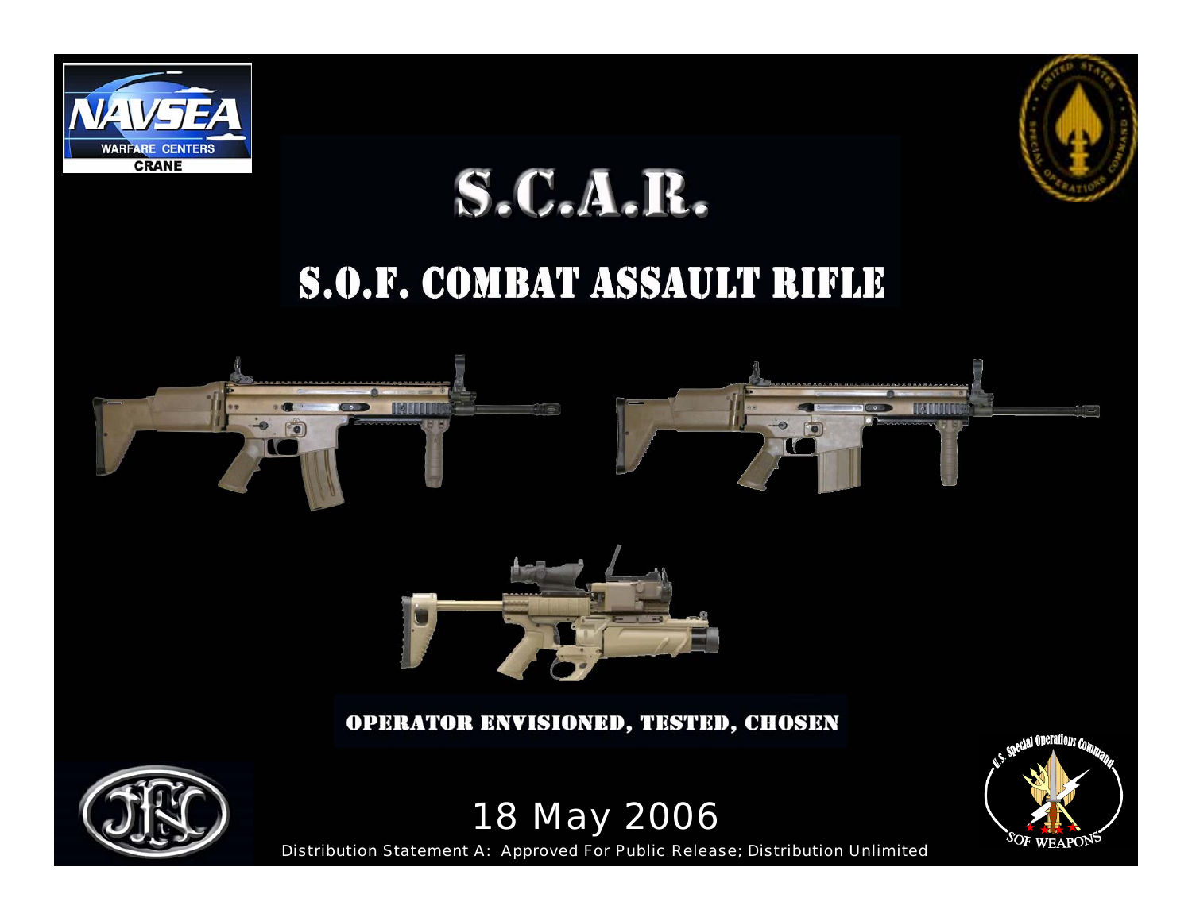# S.C.A.R.

## S.O.F. COMBAT ASSAULT RIFLE

**OPERATOR ENVISIONED, TESTED, CHOSEN**

18 May 2006

Distribution Statement A: Approved For Public Release; Distribution Unlimited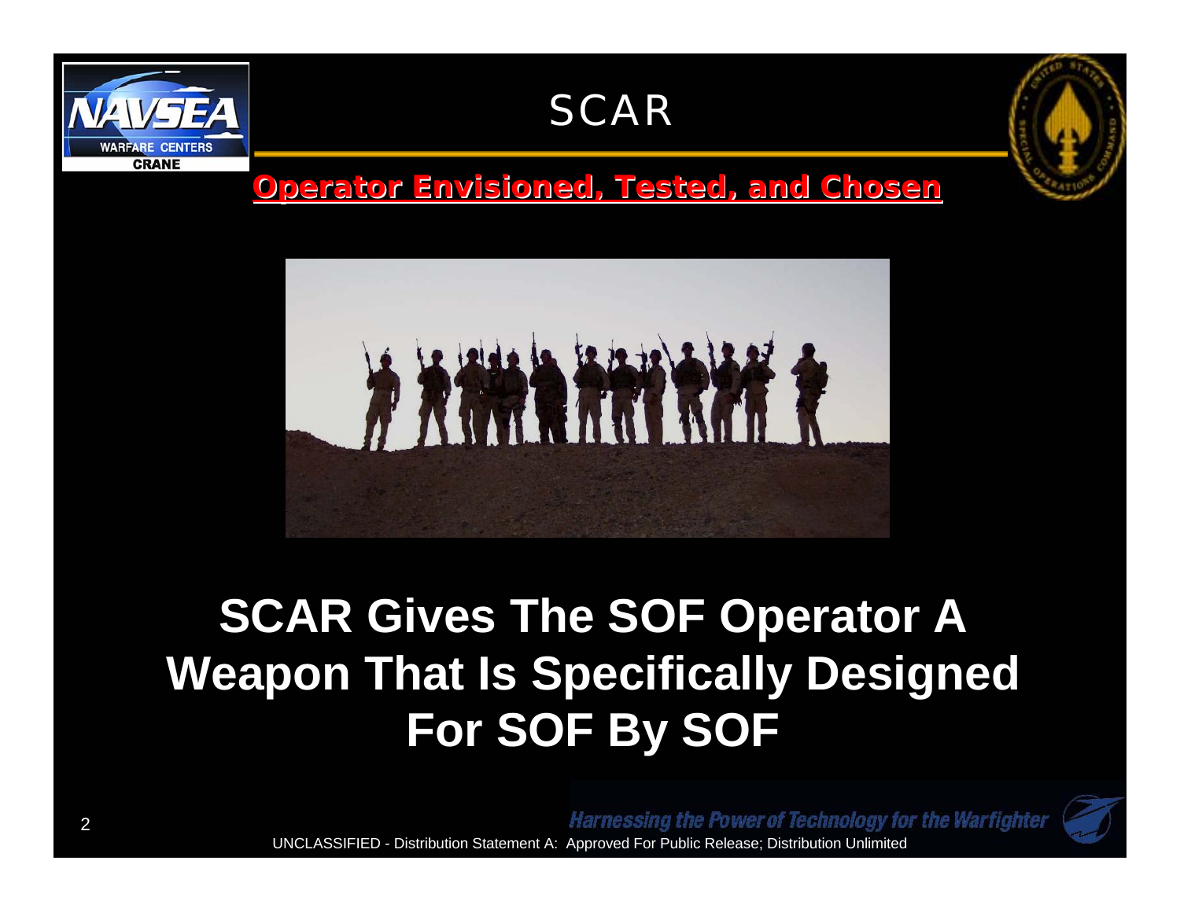# SCAR

**Operator Envisioned, Tested, and Chosen**

**SCAR Gives The SOF Operator A Weapon That Is Specifically Designed For SOF By SOF**

UNCLASSIFIED - Distribution Statement A: Approved For Public Release; Distribution Unlimited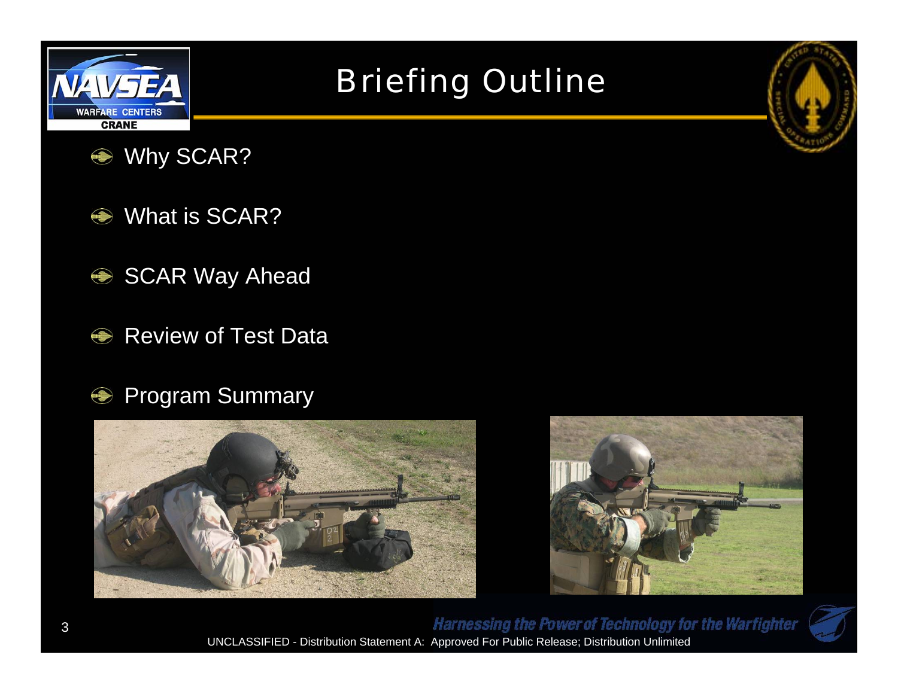# Briefing Outline

- Why SCAR?
- What is SCAR?
- SCAR Way Ahead
- Review of Test Data
- Program Summary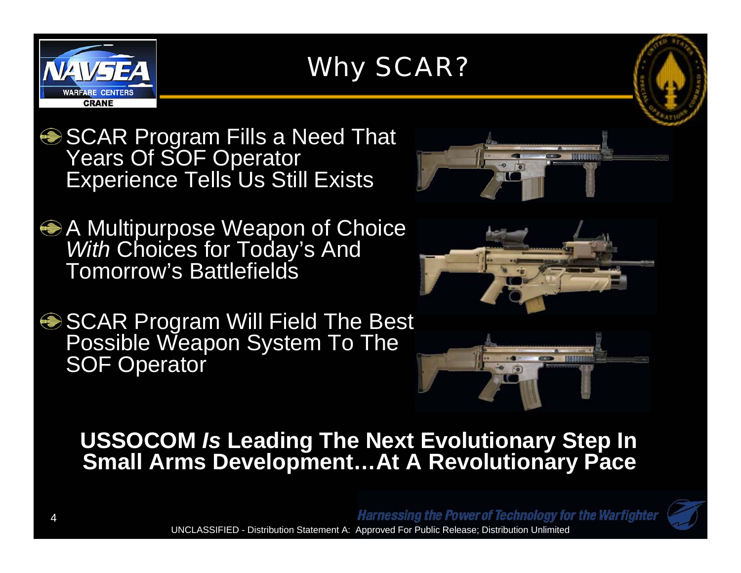# Why SCAR?

- SCAR Program Fills a Need That Years Of SOF Operator Experience Tells Us Still Exists
- A Multipurpose Weapon of Choice *With* Choices for Today's And Tomorrow's Battlefields
- SCAR Program Will Field The Best Possible Weapon System To The SOF Operator

**USSOCOM *Is* Leading The Next Evolutionary Step In Small Arms Development…At A Revolutionary Pace**

UNCLASSIFIED - Distribution Statement A: Approved For Public Release; Distribution Unlimited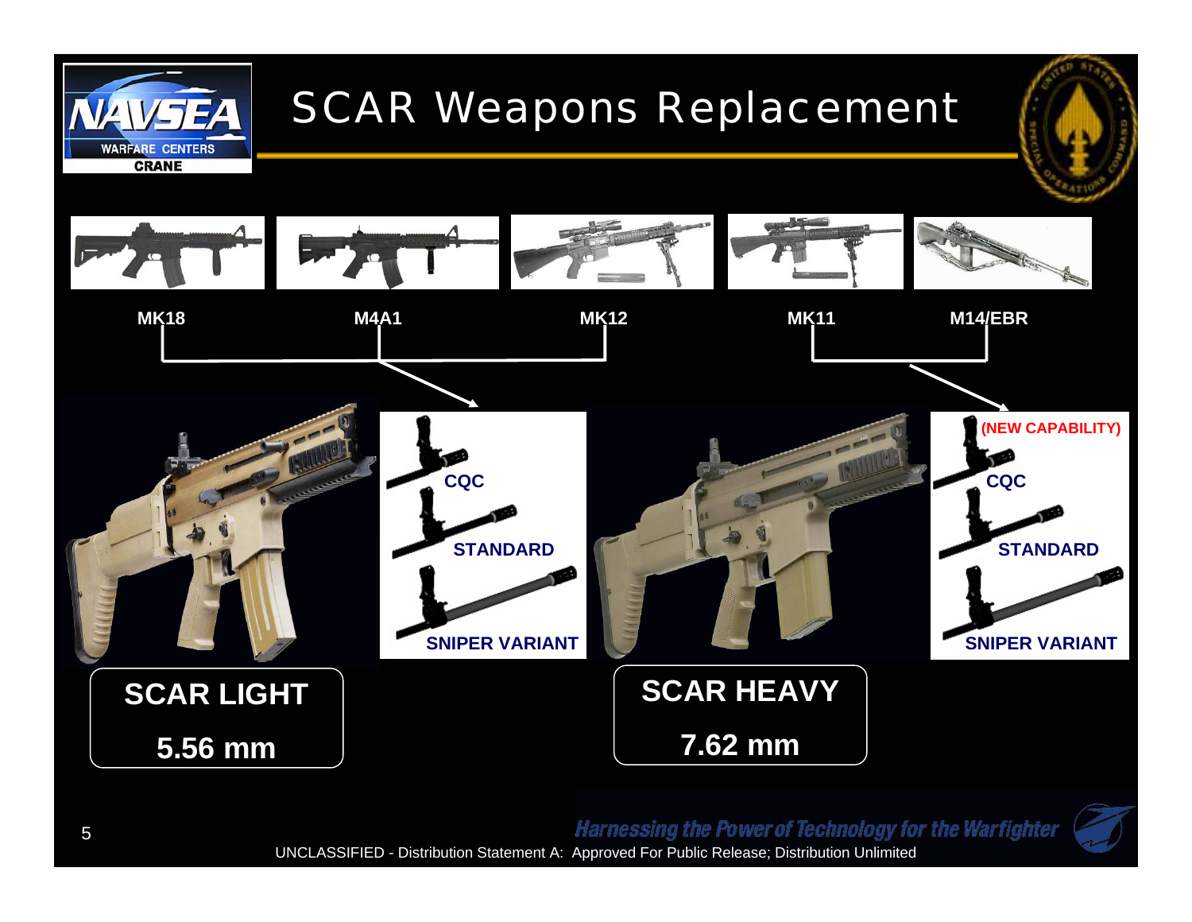# SCAR Weapons Replacement

MK18 — M4A1 — MK12 → SCAR LIGHT

MK11 — M14/EBR → SCAR HEAVY

- CQC
- STANDARD
- SNIPER VARIANT

**SCAR LIGHT**

**5.56 mm**

(NEW CAPABILITY)

- CQC
- STANDARD
- SNIPER VARIANT

**SCAR HEAVY**

**7.62 mm**

*Harnessing the Power of Technology for the Warfighter*

UNCLASSIFIED - Distribution Statement A: Approved For Public Release; Distribution Unlimited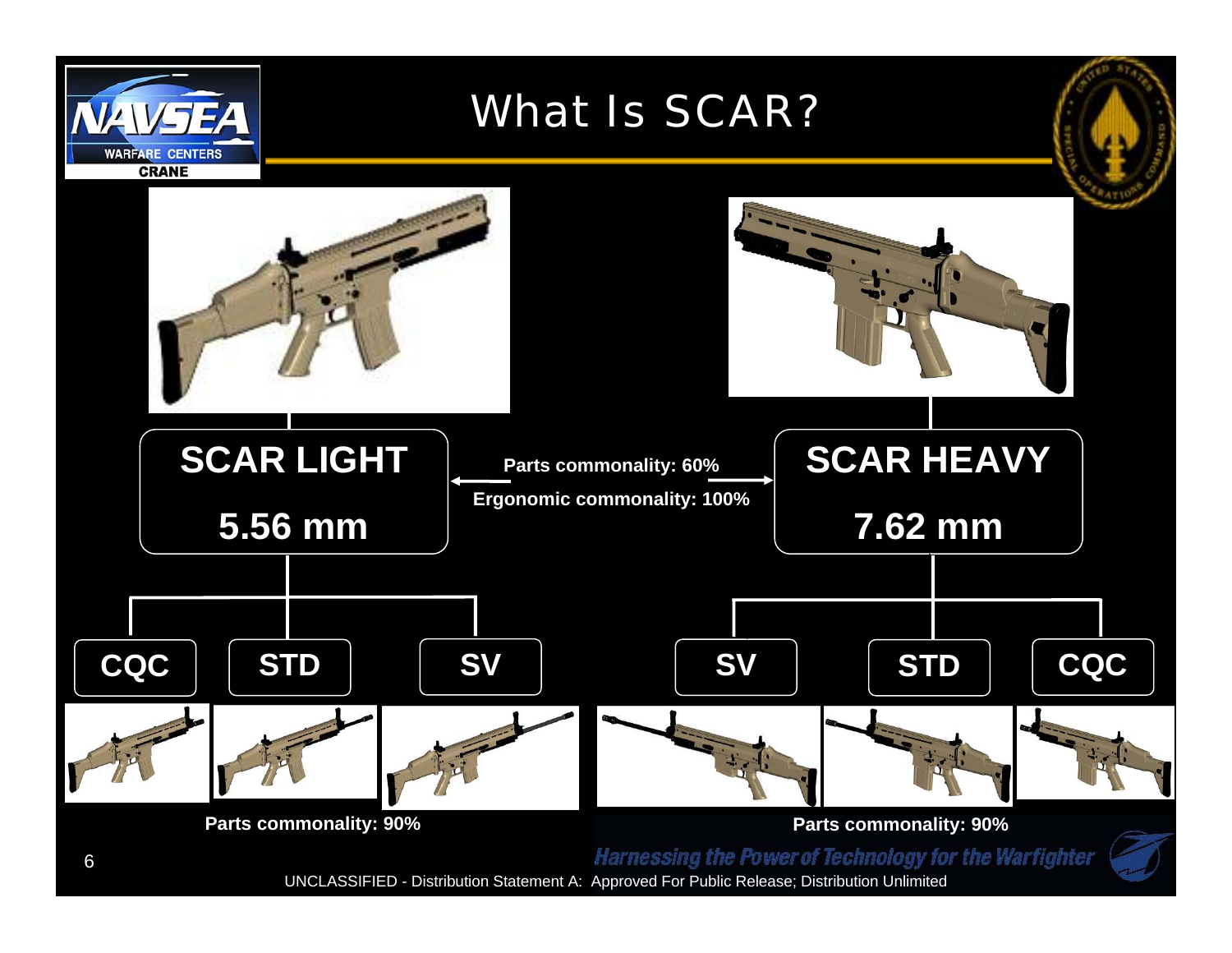# What Is SCAR?

## SCAR LIGHT

**5.56 mm**

## SCAR HEAVY

**7.62 mm**

**Parts commonality: 60%**

**Ergonomic commonality: 100%**

**SCAR LIGHT variants:** CQC, STD, SV

**Parts commonality: 90%**

**SCAR HEAVY variants:** SV, STD, CQC

**Parts commonality: 90%**

*Harnessing the Power of Technology for the Warfighter*

UNCLASSIFIED - Distribution Statement A: Approved For Public Release; Distribution Unlimited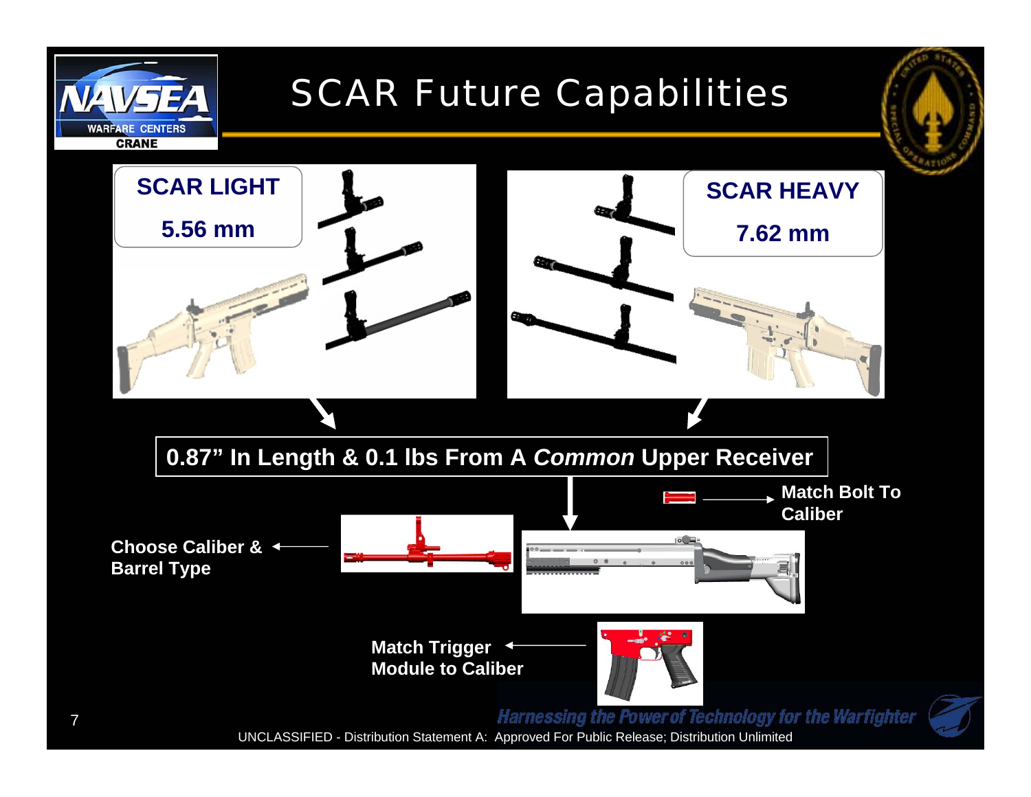# SCAR Future Capabilities

**SCAR LIGHT**

**5.56 mm**

**SCAR HEAVY**

**7.62 mm**

**0.87" In Length & 0.1 lbs From A *Common* Upper Receiver**

**Match Bolt To Caliber**

**Choose Caliber & Barrel Type**

**Match Trigger Module to Caliber**

*Harnessing the Power of Technology for the Warfighter*

UNCLASSIFIED - Distribution Statement A: Approved For Public Release; Distribution Unlimited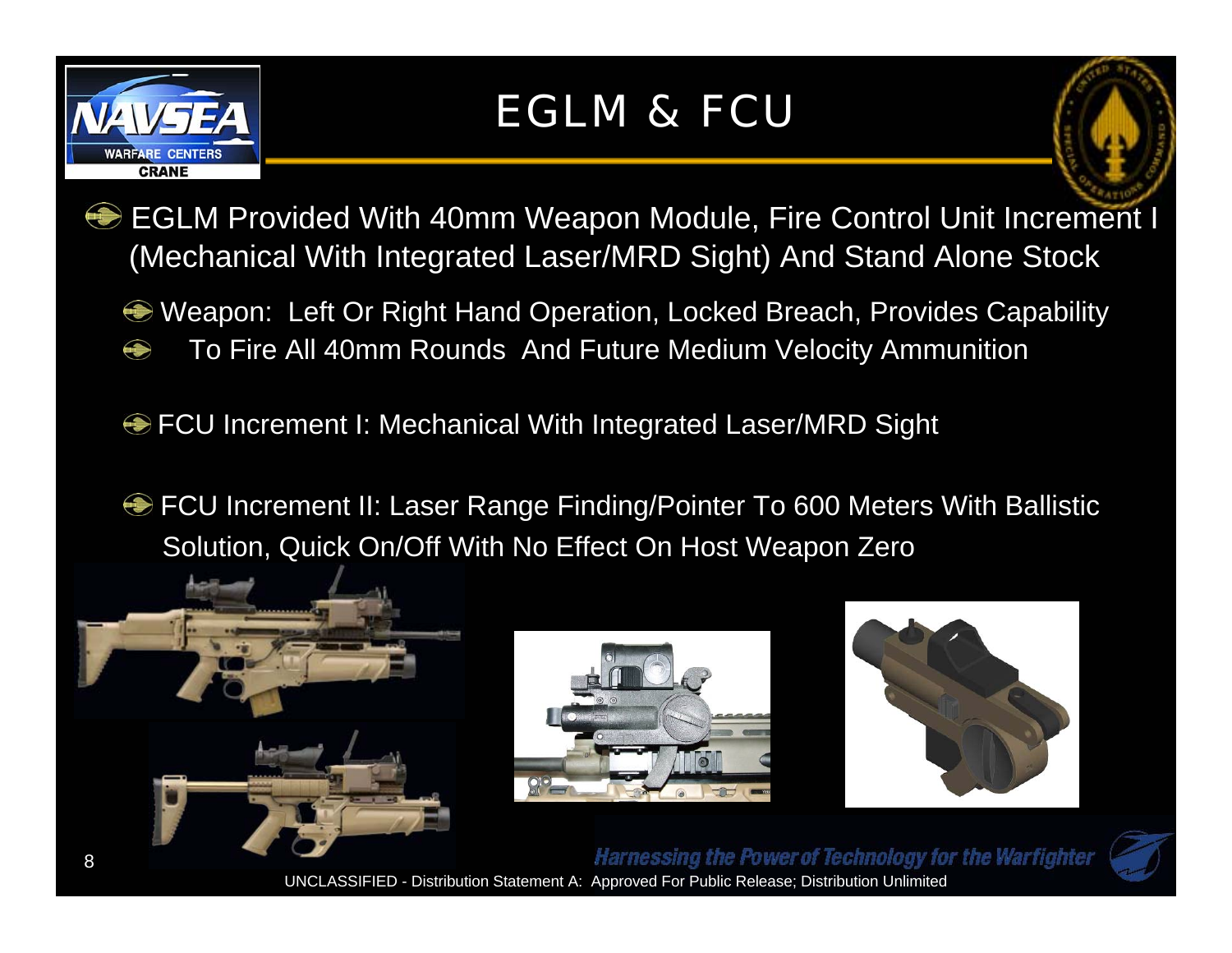# EGLM & FCU

- EGLM Provided With 40mm Weapon Module, Fire Control Unit Increment I (Mechanical With Integrated Laser/MRD Sight) And Stand Alone Stock
  - Weapon: Left Or Right Hand Operation, Locked Breach, Provides Capability
  - To Fire All 40mm Rounds And Future Medium Velocity Ammunition
  - FCU Increment I: Mechanical With Integrated Laser/MRD Sight
  - FCU Increment II: Laser Range Finding/Pointer To 600 Meters With Ballistic Solution, Quick On/Off With No Effect On Host Weapon Zero

*Harnessing the Power of Technology for the Warfighter*

UNCLASSIFIED - Distribution Statement A: Approved For Public Release; Distribution Unlimited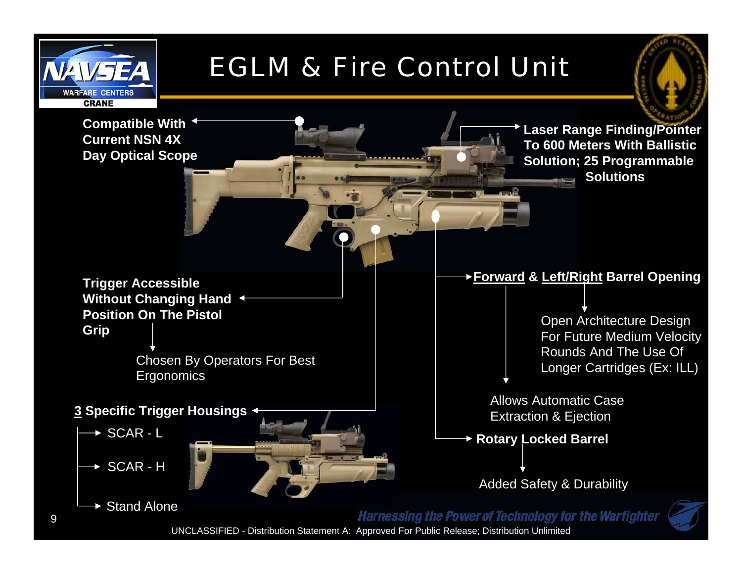# EGLM & Fire Control Unit

**Compatible With Current NSN 4X Day Optical Scope**

**Laser Range Finding/Pointer To 600 Meters With Ballistic Solution; 25 Programmable Solutions**

**Trigger Accessible Without Changing Hand Position On The Pistol Grip**

- Chosen By Operators For Best Ergonomics

**3 Specific Trigger Housings**

- SCAR - L
- SCAR - H
- Stand Alone

**Forward & Left/Right Barrel Opening**

- Open Architecture Design For Future Medium Velocity Rounds And The Use Of Longer Cartridges (Ex: ILL)
- Allows Automatic Case Extraction & Ejection

**Rotary Locked Barrel**

- Added Safety & Durability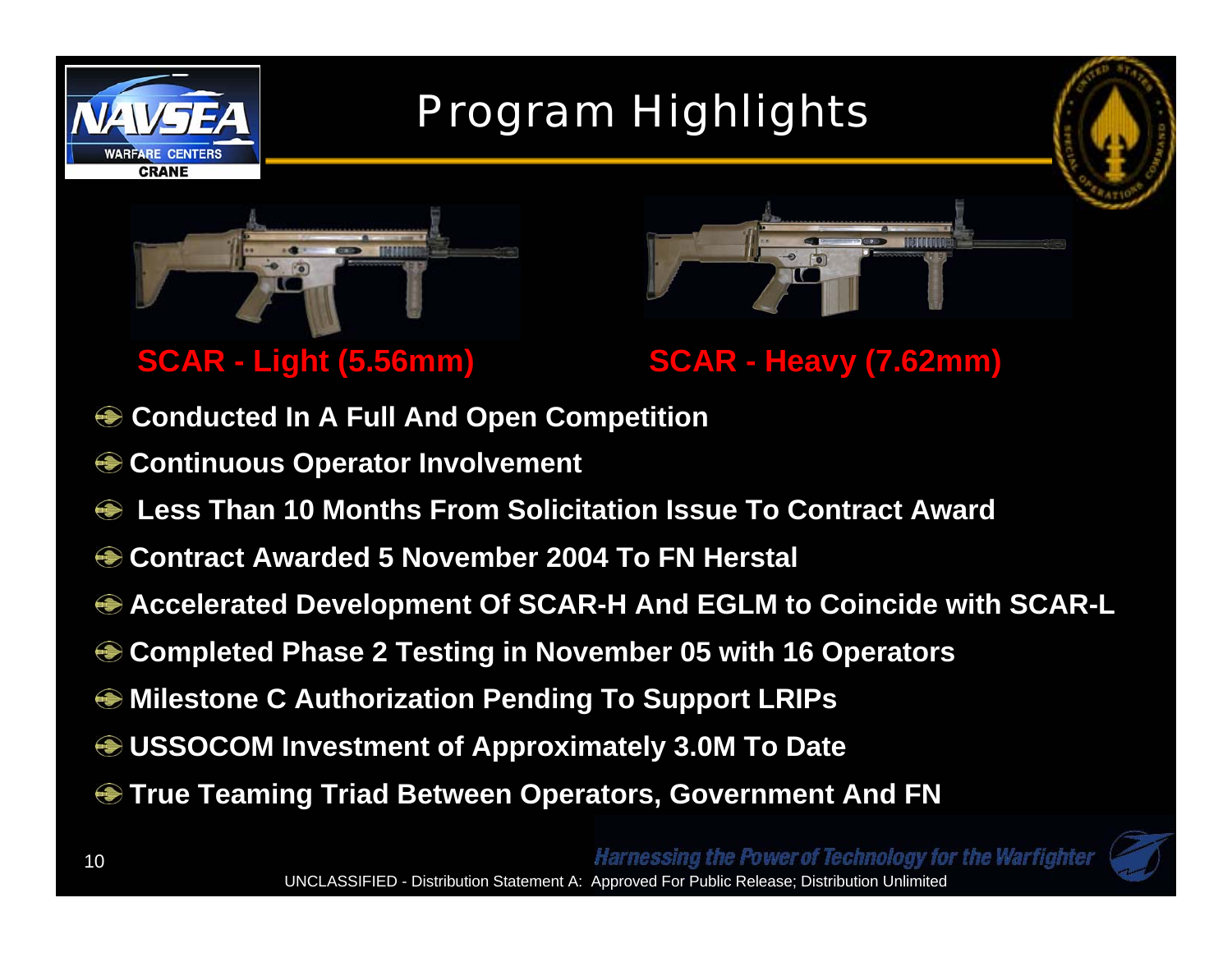# Program Highlights

**SCAR - Light (5.56mm)**

**SCAR - Heavy (7.62mm)**

- **Conducted In A Full And Open Competition**
- **Continuous Operator Involvement**
- **Less Than 10 Months From Solicitation Issue To Contract Award**
- **Contract Awarded 5 November 2004 To FN Herstal**
- **Accelerated Development Of SCAR-H And EGLM to Coincide with SCAR-L**
- **Completed Phase 2 Testing in November 05 with 16 Operators**
- **Milestone C Authorization Pending To Support LRIPs**
- **USSOCOM Investment of Approximately 3.0M To Date**
- **True Teaming Triad Between Operators, Government And FN**

*Harnessing the Power of Technology for the Warfighter*

UNCLASSIFIED - Distribution Statement A: Approved For Public Release; Distribution Unlimited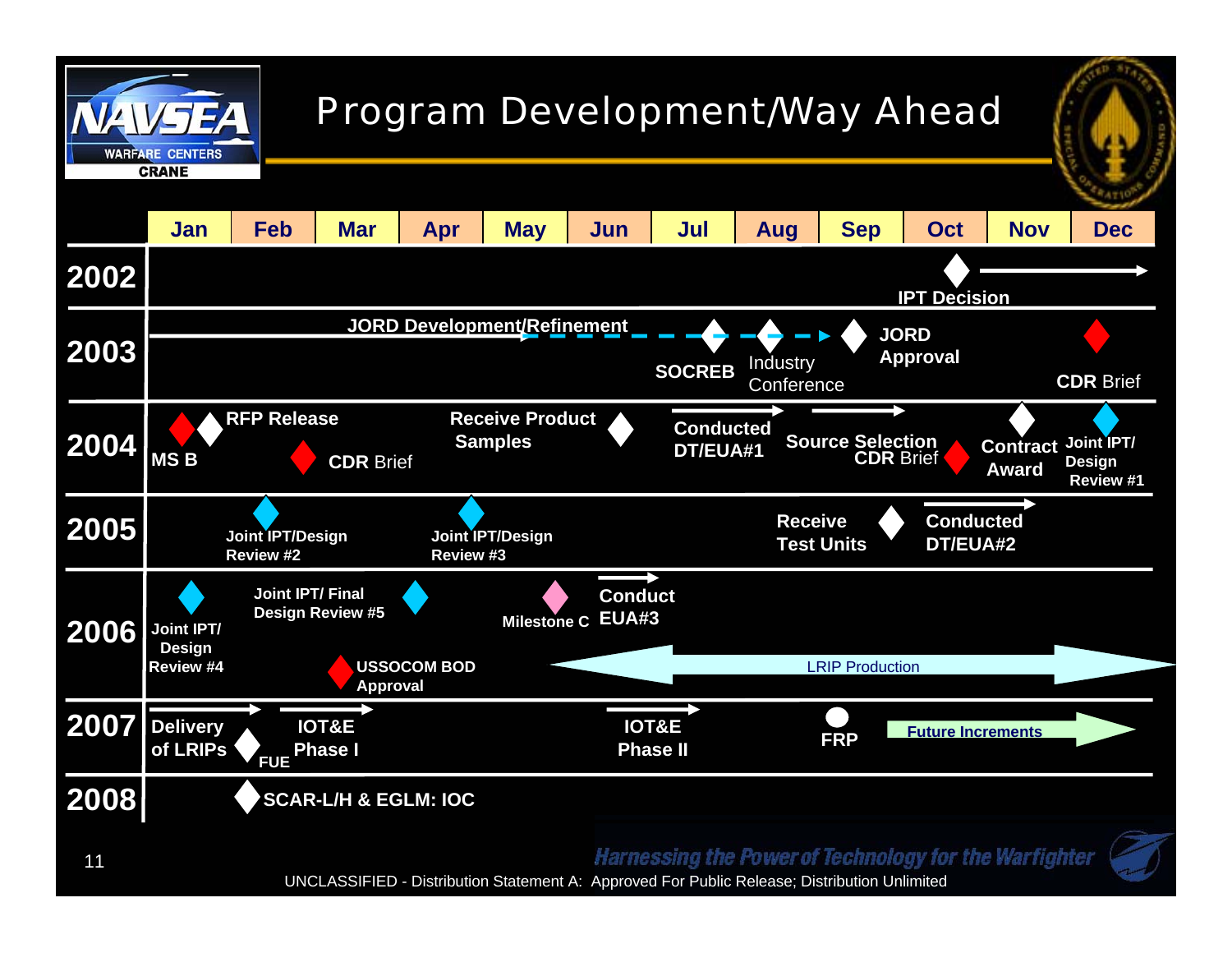# Program Development/Way Ahead

| | Jan | Feb | Mar | Apr | May | Jun | Jul | Aug | Sep | Oct | Nov | Dec |
|---|---|---|---|---|---|---|---|---|---|---|---|---|
| 2002 | | | | | | | | | | IPT Decision | | |
| 2003 | JORD Development/Refinement | | | | | | SOCREB | Industry Conference | | JORD Approval | | CDR Brief |
| 2004 | MS B | RFP Release | CDR Brief | | Receive Product Samples | | Conducted DT/EUA#1 | | Source Selection CDR Brief | | Contract Award | Joint IPT/ Design Review #1 |
| 2005 | | Joint IPT/Design Review #2 | | | Joint IPT/Design Review #3 | | | | Receive Test Units | | Conducted DT/EUA#2 | |
| 2006 | Joint IPT/ Design Review #4 | Joint IPT/ Final Design Review #5 | USSOCOM BOD Approval | | Milestone C | Conduct EUA#3 | | LRIP Production | | | | |
| 2007 | Delivery of LRIPs | FUE | IOT&E Phase I | | | | IOT&E Phase II | | FRP | | Future Increments | |
| 2008 | | SCAR-L/H & EGLM: IOC | | | | | | | | | | |

*Harnessing the Power of Technology for the Warfighter*

UNCLASSIFIED - Distribution Statement A: Approved For Public Release; Distribution Unlimited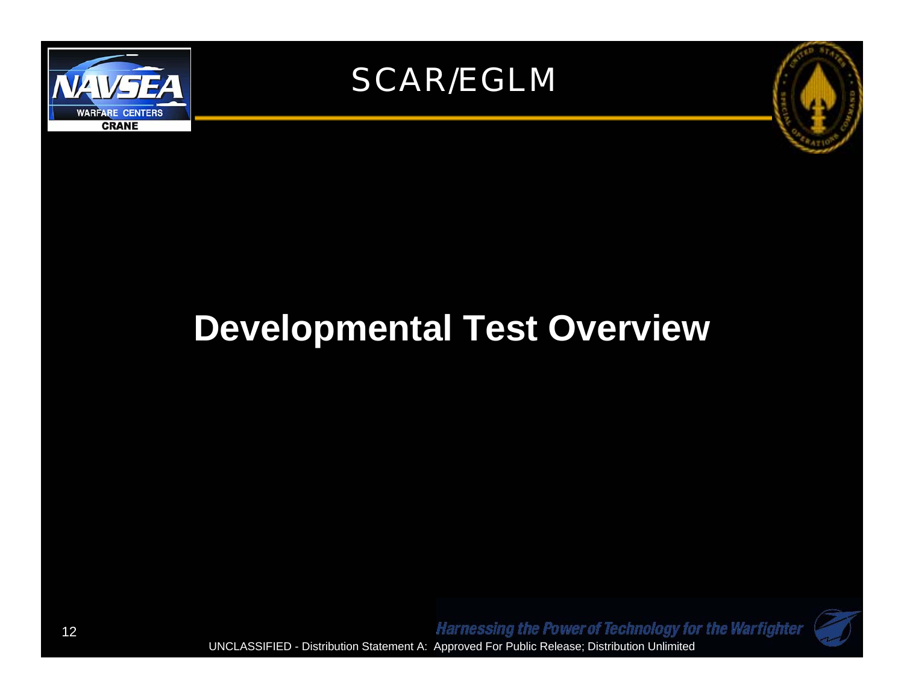# SCAR/EGLM

## Developmental Test Overview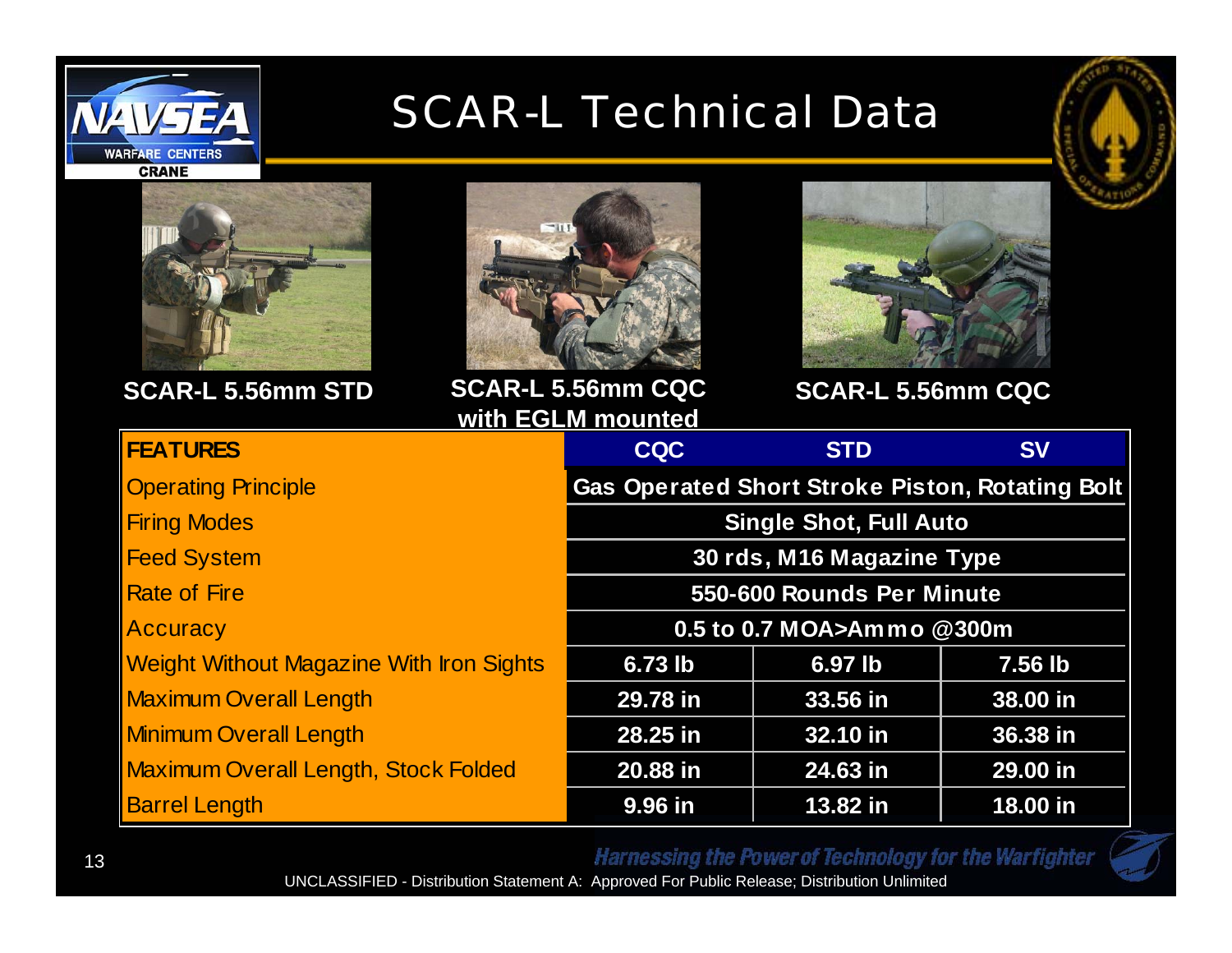# SCAR-L Technical Data

SCAR-L 5.56mm STD

SCAR-L 5.56mm CQC with EGLM mounted

SCAR-L 5.56mm CQC

| FEATURES | CQC | STD | SV |
|---|---|---|---|
| Operating Principle | Gas Operated Short Stroke Piston, Rotating Bolt | | |
| Firing Modes | Single Shot, Full Auto | | |
| Feed System | 30 rds, M16 Magazine Type | | |
| Rate of Fire | 550-600 Rounds Per Minute | | |
| Accuracy | 0.5 to 0.7 MOA>Ammo @300m | | |
| Weight Without Magazine With Iron Sights | 6.73 lb | 6.97 lb | 7.56 lb |
| Maximum Overall Length | 29.78 in | 33.56 in | 38.00 in |
| Minimum Overall Length | 28.25 in | 32.10 in | 36.38 in |
| Maximum Overall Length, Stock Folded | 20.88 in | 24.63 in | 29.00 in |
| Barrel Length | 9.96 in | 13.82 in | 18.00 in |

*Harnessing the Power of Technology for the Warfighter*

UNCLASSIFIED - Distribution Statement A: Approved For Public Release; Distribution Unlimited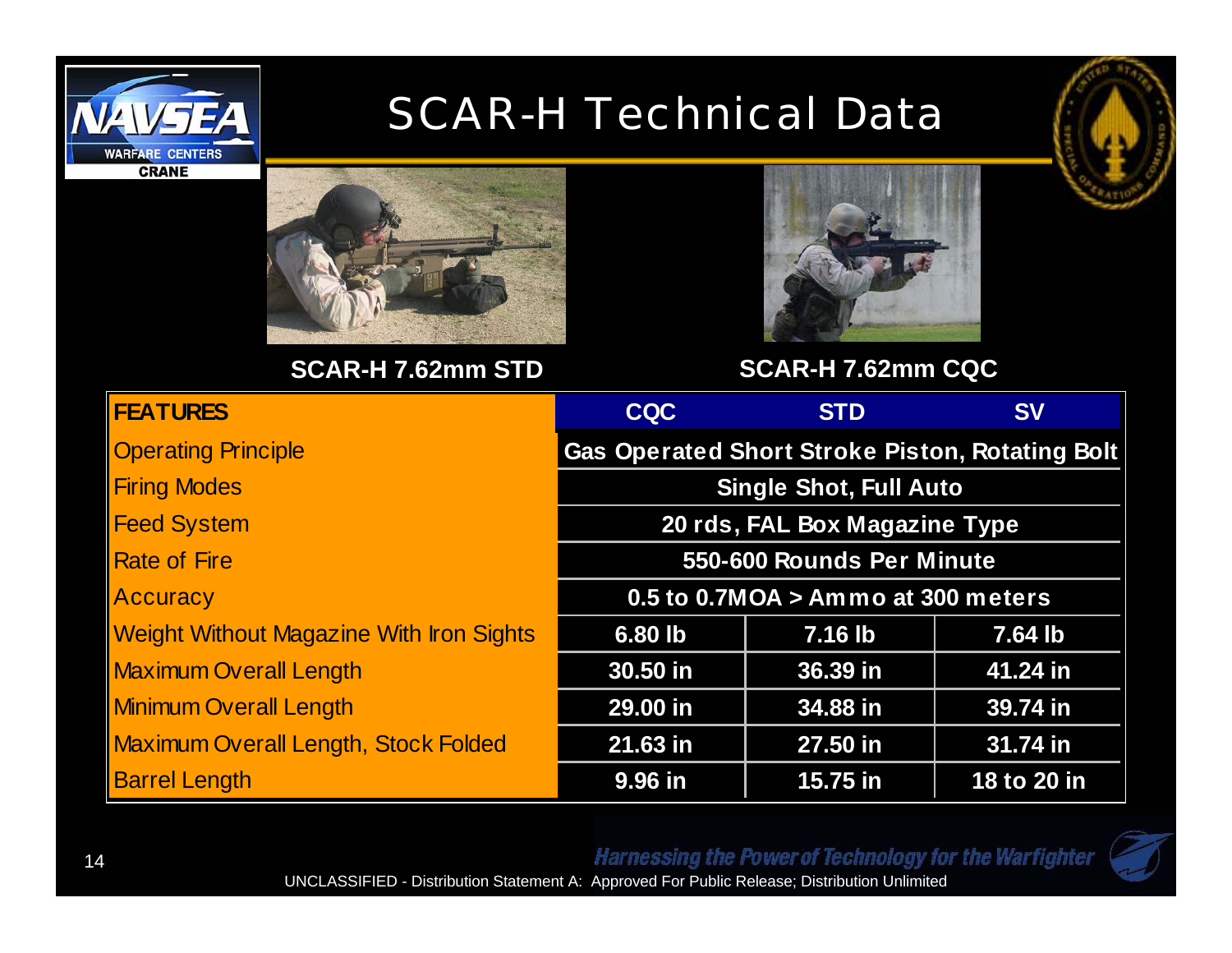# SCAR-H Technical Data

SCAR-H 7.62mm STD

SCAR-H 7.62mm CQC

| FEATURES | CQC | STD | SV |
|---|---|---|---|
| Operating Principle | Gas Operated Short Stroke Piston, Rotating Bolt | | |
| Firing Modes | Single Shot, Full Auto | | |
| Feed System | 20 rds, FAL Box Magazine Type | | |
| Rate of Fire | 550-600 Rounds Per Minute | | |
| Accuracy | 0.5 to 0.7MOA > Ammo at 300 meters | | |
| Weight Without Magazine With Iron Sights | 6.80 lb | 7.16 lb | 7.64 lb |
| Maximum Overall Length | 30.50 in | 36.39 in | 41.24 in |
| Minimum Overall Length | 29.00 in | 34.88 in | 39.74 in |
| Maximum Overall Length, Stock Folded | 21.63 in | 27.50 in | 31.74 in |
| Barrel Length | 9.96 in | 15.75 in | 18 to 20 in |

UNCLASSIFIED - Distribution Statement A: Approved For Public Release; Distribution Unlimited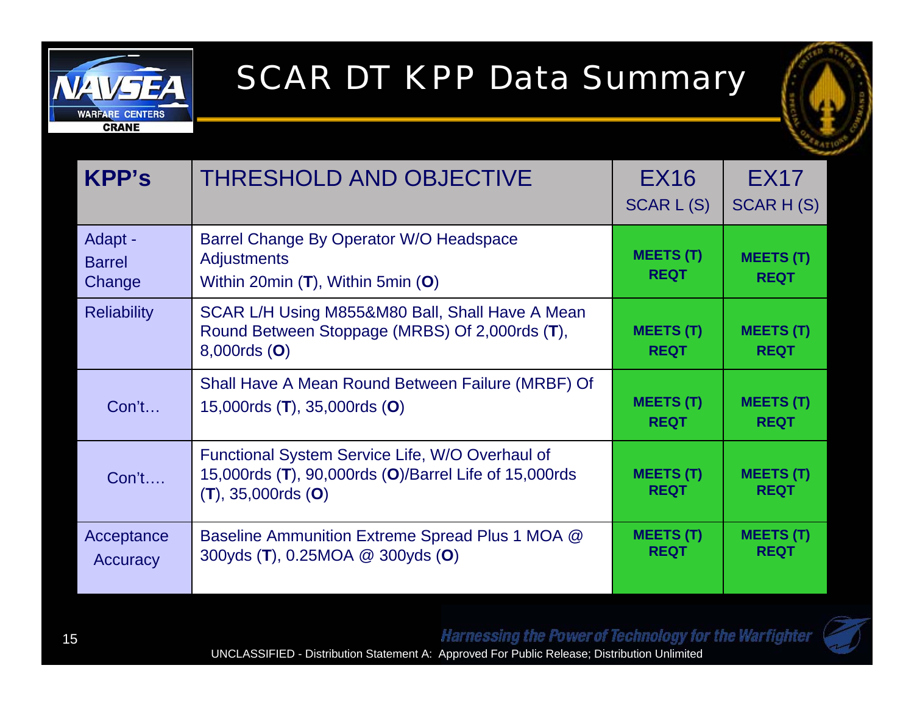# SCAR DT KPP Data Summary

| KPP's | THRESHOLD AND OBJECTIVE | EX16 SCAR L (S) | EX17 SCAR H (S) |
|---|---|---|---|
| Adapt - Barrel Change | Barrel Change By Operator W/O Headspace Adjustments Within 20min (**T**), Within 5min (**O**) | **MEETS (T) REQT** | **MEETS (T) REQT** |
| Reliability | SCAR L/H Using M855&M80 Ball, Shall Have A Mean Round Between Stoppage (MRBS) Of 2,000rds (**T**), 8,000rds (**O**) | **MEETS (T) REQT** | **MEETS (T) REQT** |
| Con't… | Shall Have A Mean Round Between Failure (MRBF) Of 15,000rds (**T**), 35,000rds (**O**) | **MEETS (T) REQT** | **MEETS (T) REQT** |
| Con't…. | Functional System Service Life, W/O Overhaul of 15,000rds (**T**), 90,000rds (**O**)/Barrel Life of 15,000rds (**T**), 35,000rds (**O**) | **MEETS (T) REQT** | **MEETS (T) REQT** |
| Acceptance Accuracy | Baseline Ammunition Extreme Spread Plus 1 MOA @ 300yds (**T**), 0.25MOA @ 300yds (**O**) | **MEETS (T) REQT** | **MEETS (T) REQT** |

*Harnessing the Power of Technology for the Warfighter*

UNCLASSIFIED - Distribution Statement A: Approved For Public Release; Distribution Unlimited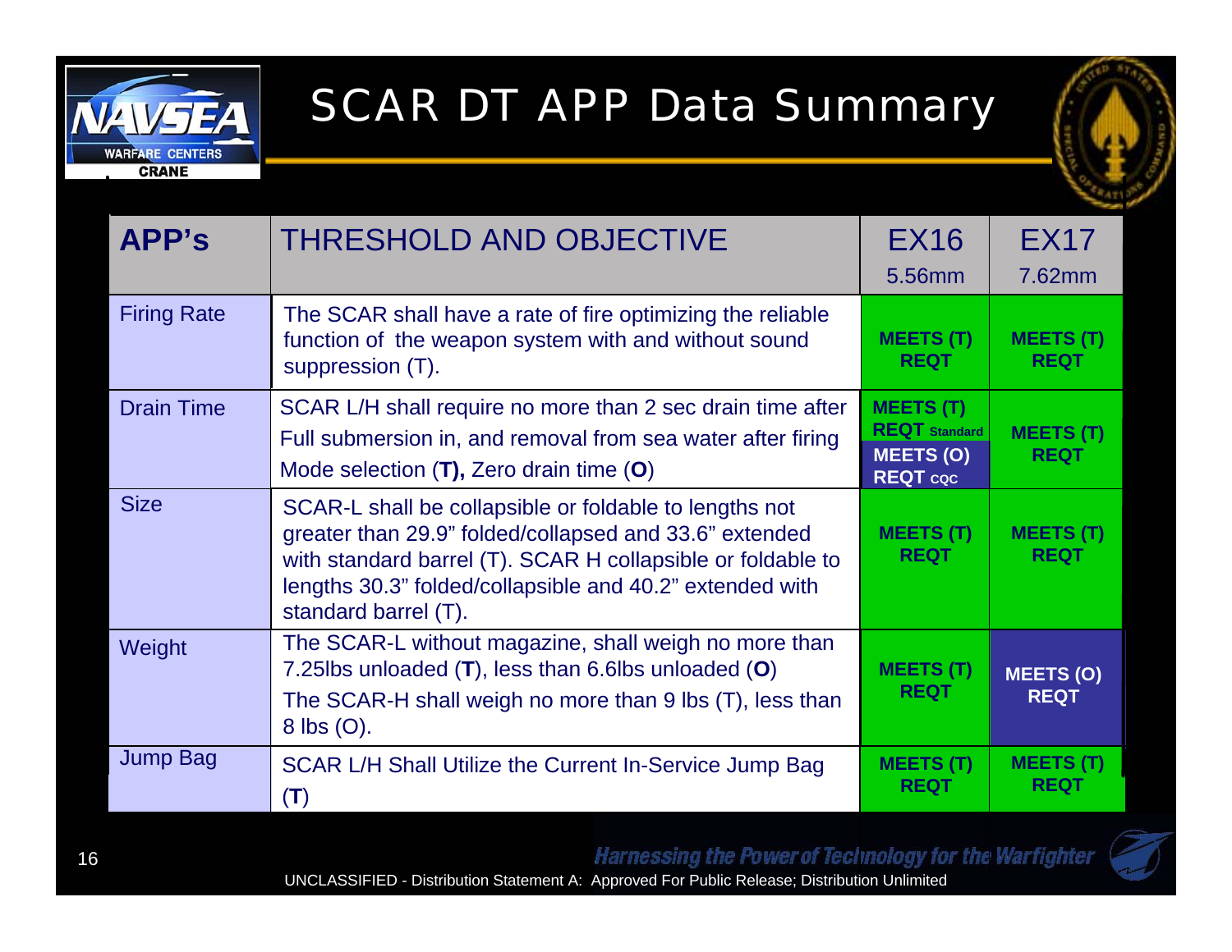# SCAR DT APP Data Summary

| APP's | THRESHOLD AND OBJECTIVE | EX16 5.56mm | EX17 7.62mm |
|---|---|---|---|
| Firing Rate | The SCAR shall have a rate of fire optimizing the reliable function of the weapon system with and without sound suppression (T). | MEETS (T) REQT | MEETS (T) REQT |
| Drain Time | SCAR L/H shall require no more than 2 sec drain time after Full submersion in, and removal from sea water after firing Mode selection (**T**)**,** Zero drain time (**O**) | MEETS (T) REQT Standard; MEETS (O) REQT CQC | MEETS (T) REQT |
| Size | SCAR-L shall be collapsible or foldable to lengths not greater than 29.9" folded/collapsed and 33.6" extended with standard barrel (T). SCAR H collapsible or foldable to lengths 30.3" folded/collapsible and 40.2" extended with standard barrel (T). | MEETS (T) REQT | MEETS (T) REQT |
| Weight | The SCAR-L without magazine, shall weigh no more than 7.25lbs unloaded (**T**), less than 6.6lbs unloaded (**O**) The SCAR-H shall weigh no more than 9 lbs (T), less than 8 lbs (O). | MEETS (T) REQT | MEETS (O) REQT |
| Jump Bag | SCAR L/H Shall Utilize the Current In-Service Jump Bag (**T**) | MEETS (T) REQT | MEETS (T) REQT |

*Harnessing the Power of Technology for the Warfighter*

UNCLASSIFIED - Distribution Statement A: Approved For Public Release; Distribution Unlimited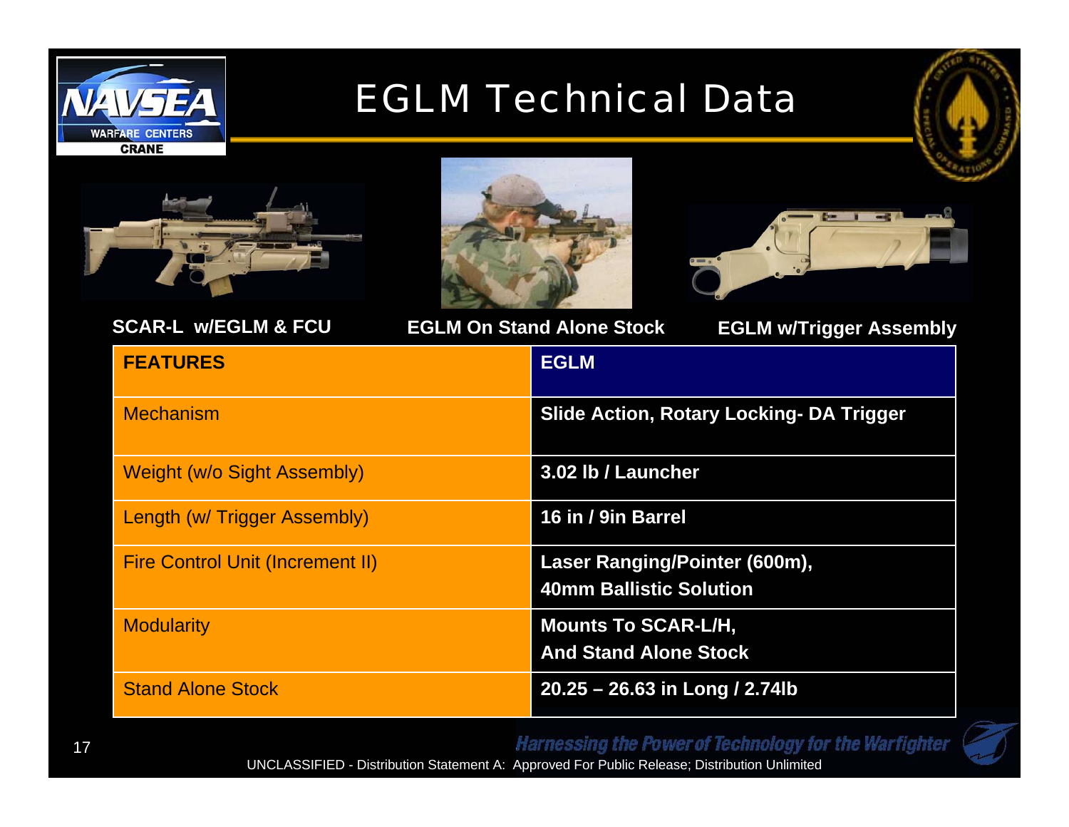# EGLM Technical Data

SCAR-L w/EGLM & FCU

EGLM On Stand Alone Stock

EGLM w/Trigger Assembly

| FEATURES | EGLM |
|---|---|
| Mechanism | Slide Action, Rotary Locking- DA Trigger |
| Weight (w/o Sight Assembly) | 3.02 lb / Launcher |
| Length (w/ Trigger Assembly) | 16 in / 9in Barrel |
| Fire Control Unit (Increment II) | Laser Ranging/Pointer (600m), 40mm Ballistic Solution |
| Modularity | Mounts To SCAR-L/H, And Stand Alone Stock |
| Stand Alone Stock | 20.25 – 26.63 in Long / 2.74lb |

*Harnessing the Power of Technology for the Warfighter*

UNCLASSIFIED - Distribution Statement A: Approved For Public Release; Distribution Unlimited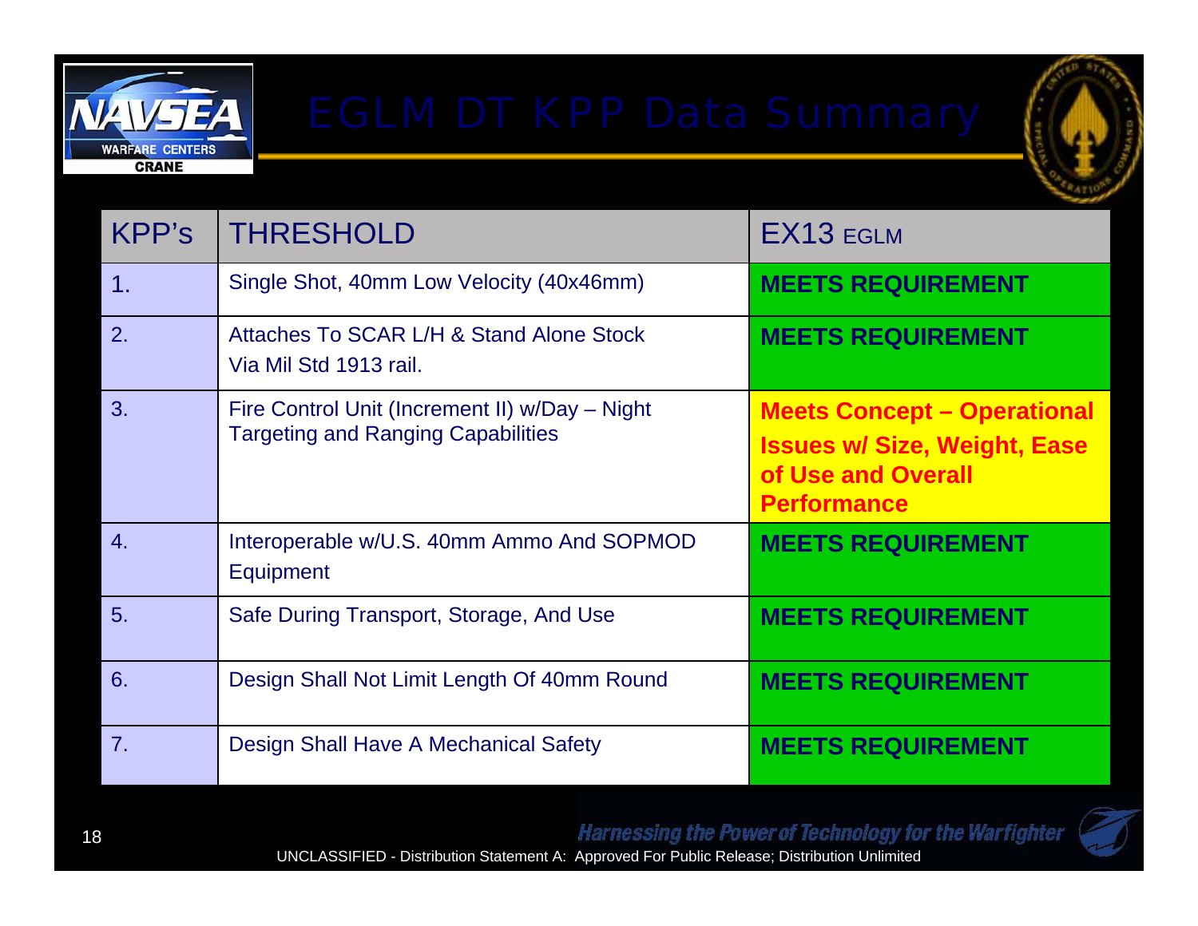# EGLM DT KPP Data Summary

| KPP's | THRESHOLD | EX13 EGLM |
|---|---|---|
| 1. | Single Shot, 40mm Low Velocity (40x46mm) | **MEETS REQUIREMENT** |
| 2. | Attaches To SCAR L/H & Stand Alone Stock Via Mil Std 1913 rail. | **MEETS REQUIREMENT** |
| 3. | Fire Control Unit (Increment II) w/Day – Night Targeting and Ranging Capabilities | **Meets Concept – Operational Issues w/ Size, Weight, Ease of Use and Overall Performance** |
| 4. | Interoperable w/U.S. 40mm Ammo And SOPMOD Equipment | **MEETS REQUIREMENT** |
| 5. | Safe During Transport, Storage, And Use | **MEETS REQUIREMENT** |
| 6. | Design Shall Not Limit Length Of 40mm Round | **MEETS REQUIREMENT** |
| 7. | Design Shall Have A Mechanical Safety | **MEETS REQUIREMENT** |

UNCLASSIFIED - Distribution Statement A: Approved For Public Release; Distribution Unlimited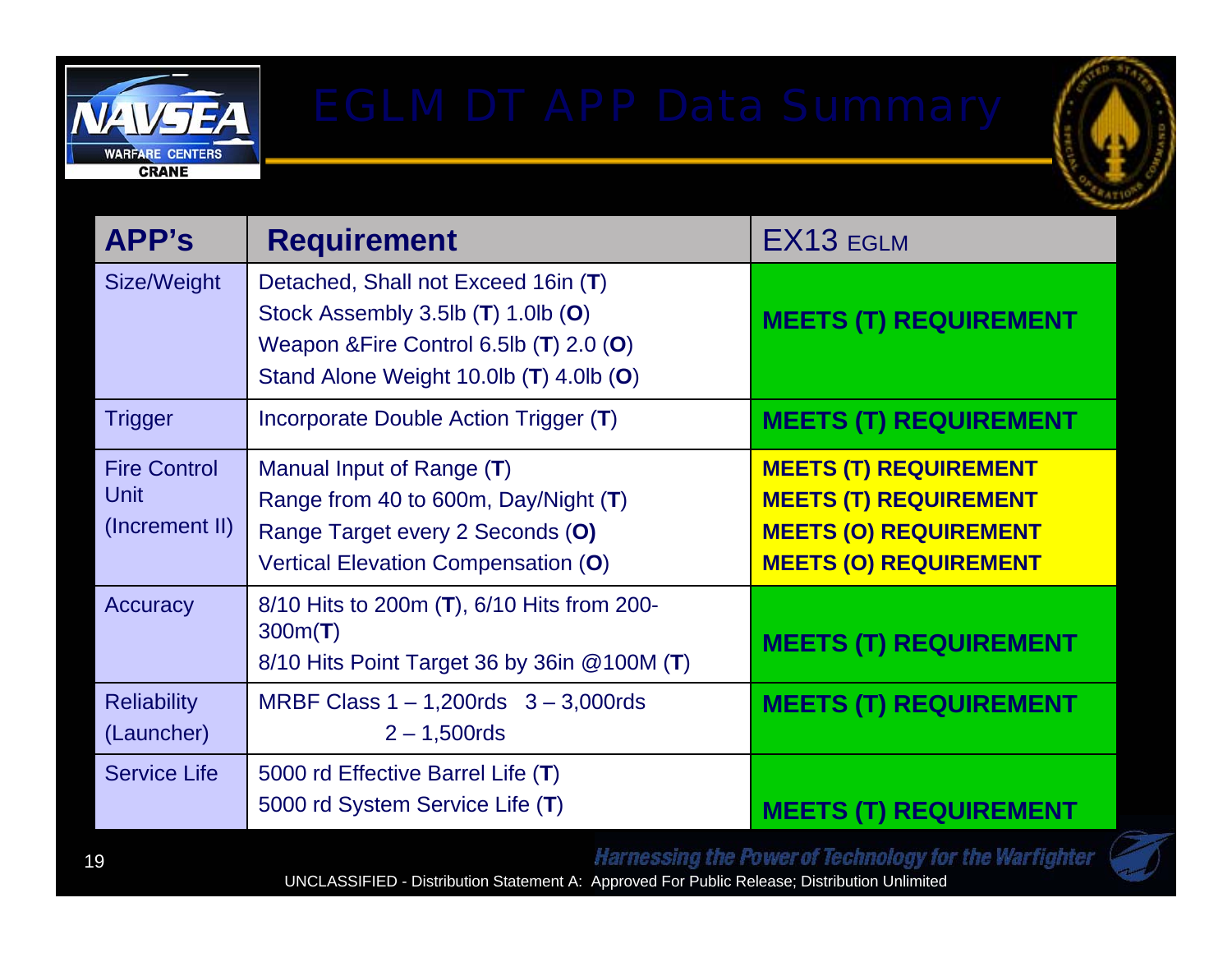# EGLM DT APP Data Summary

| APP's | Requirement | EX13 EGLM |
|---|---|---|
| Size/Weight | Detached, Shall not Exceed 16in (**T**)<br>Stock Assembly 3.5lb (**T**) 1.0lb (**O**)<br>Weapon &Fire Control 6.5lb (**T**) 2.0 (**O**)<br>Stand Alone Weight 10.0lb (**T**) 4.0lb (**O**) | **MEETS (T) REQUIREMENT** |
| Trigger | Incorporate Double Action Trigger (**T**) | **MEETS (T) REQUIREMENT** |
| Fire Control Unit (Increment II) | Manual Input of Range (**T**)<br>Range from 40 to 600m, Day/Night (**T**)<br>Range Target every 2 Seconds (**O)**<br>Vertical Elevation Compensation (**O**) | **MEETS (T) REQUIREMENT**<br>**MEETS (T) REQUIREMENT**<br>**MEETS (O) REQUIREMENT**<br>**MEETS (O) REQUIREMENT** |
| Accuracy | 8/10 Hits to 200m (**T**), 6/10 Hits from 200-300m(**T**)<br>8/10 Hits Point Target 36 by 36in @100M (**T**) | **MEETS (T) REQUIREMENT** |
| Reliability (Launcher) | MRBF Class 1 – 1,200rds 3 – 3,000rds<br>2 – 1,500rds | **MEETS (T) REQUIREMENT** |
| Service Life | 5000 rd Effective Barrel Life (**T**)<br>5000 rd System Service Life (**T**) | **MEETS (T) REQUIREMENT** |

*Harnessing the Power of Technology for the Warfighter*

UNCLASSIFIED - Distribution Statement A: Approved For Public Release; Distribution Unlimited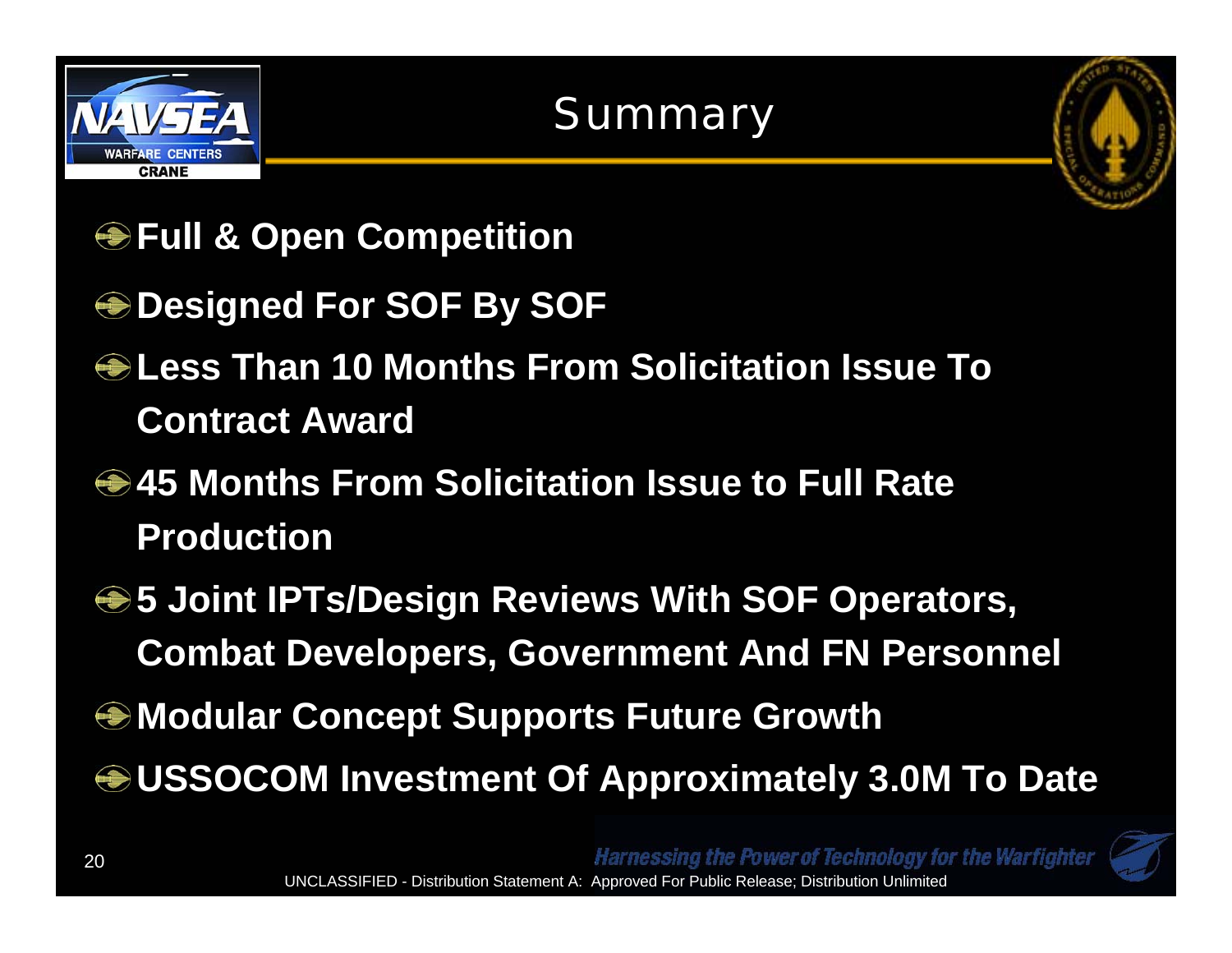# Summary

- **Full & Open Competition**
- **Designed For SOF By SOF**
- **Less Than 10 Months From Solicitation Issue To Contract Award**
- **45 Months From Solicitation Issue to Full Rate Production**
- **5 Joint IPTs/Design Reviews With SOF Operators, Combat Developers, Government And FN Personnel**
- **Modular Concept Supports Future Growth**
- **USSOCOM Investment Of Approximately 3.0M To Date**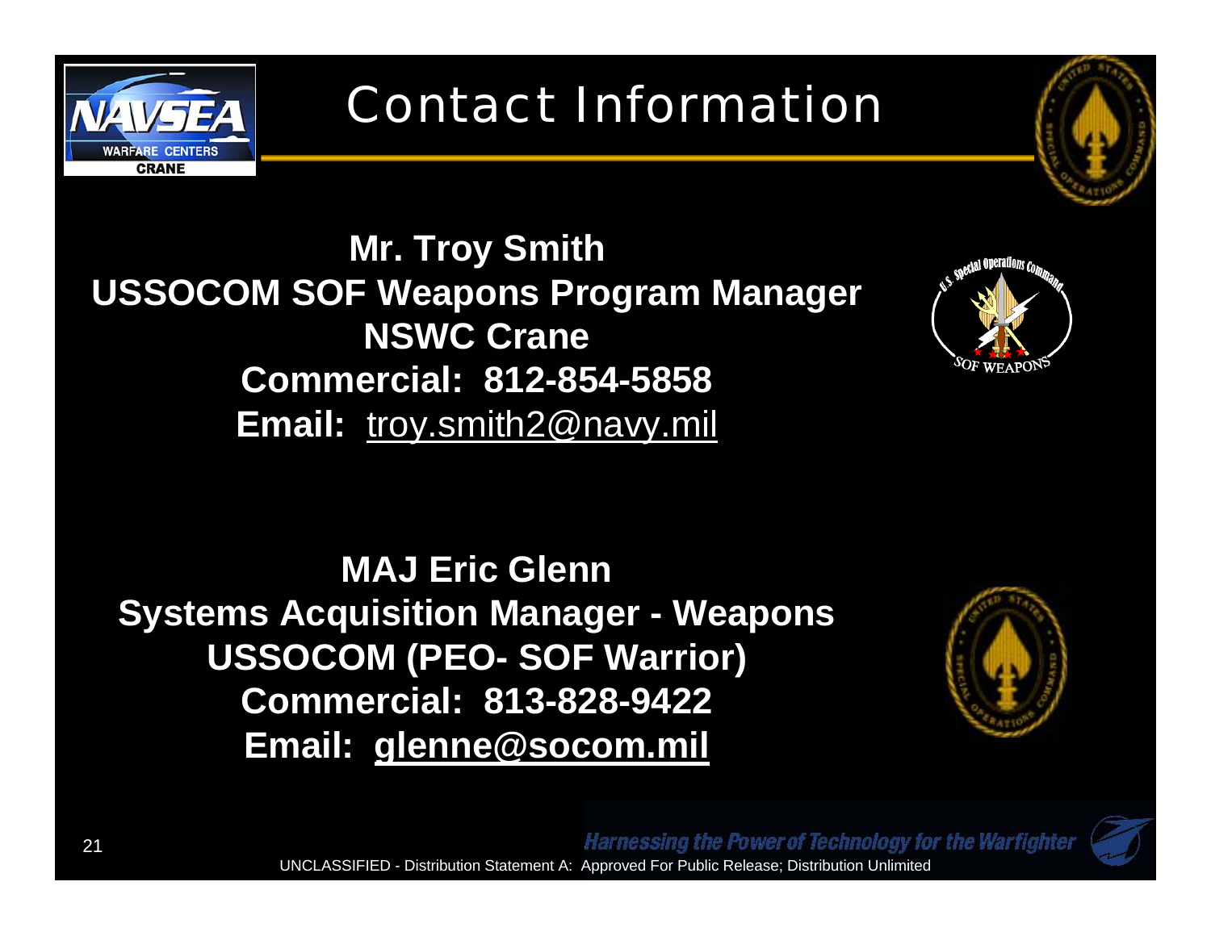# Contact Information

**Mr. Troy Smith**
**USSOCOM SOF Weapons Program Manager**
**NSWC Crane**
**Commercial: 812-854-5858**
**Email:** troy.smith2@navy.mil

**MAJ Eric Glenn**
**Systems Acquisition Manager - Weapons**
**USSOCOM (PEO- SOF Warrior)**
**Commercial: 813-828-9422**
**Email: glenne@socom.mil**

UNCLASSIFIED - Distribution Statement A: Approved For Public Release; Distribution Unlimited